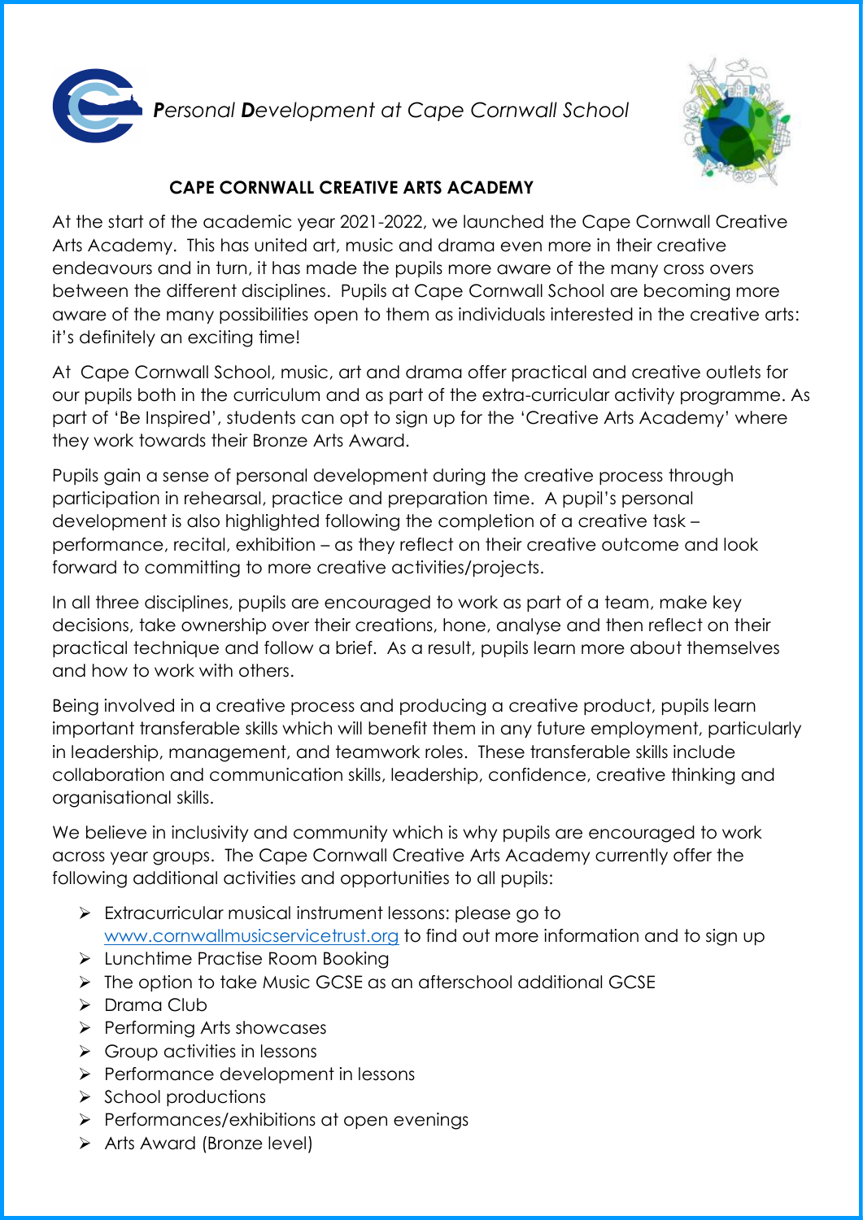***P****ersonal* ***D****evelopment at Cape Cornwall School*

## CAPE CORNWALL CREATIVE ARTS ACADEMY

At the start of the academic year 2021-2022, we launched the Cape Cornwall Creative Arts Academy. This has united art, music and drama even more in their creative endeavours and in turn, it has made the pupils more aware of the many cross overs between the different disciplines. Pupils at Cape Cornwall School are becoming more aware of the many possibilities open to them as individuals interested in the creative arts: it's definitely an exciting time!

At Cape Cornwall School, music, art and drama offer practical and creative outlets for our pupils both in the curriculum and as part of the extra-curricular activity programme. As part of 'Be Inspired', students can opt to sign up for the 'Creative Arts Academy' where they work towards their Bronze Arts Award.

Pupils gain a sense of personal development during the creative process through participation in rehearsal, practice and preparation time. A pupil's personal development is also highlighted following the completion of a creative task – performance, recital, exhibition – as they reflect on their creative outcome and look forward to committing to more creative activities/projects.

In all three disciplines, pupils are encouraged to work as part of a team, make key decisions, take ownership over their creations, hone, analyse and then reflect on their practical technique and follow a brief. As a result, pupils learn more about themselves and how to work with others.

Being involved in a creative process and producing a creative product, pupils learn important transferable skills which will benefit them in any future employment, particularly in leadership, management, and teamwork roles. These transferable skills include collaboration and communication skills, leadership, confidence, creative thinking and organisational skills.

We believe in inclusivity and community which is why pupils are encouraged to work across year groups. The Cape Cornwall Creative Arts Academy currently offer the following additional activities and opportunities to all pupils:

- Extracurricular musical instrument lessons: please go to www.cornwallmusicservicetrust.org to find out more information and to sign up
- Lunchtime Practise Room Booking
- The option to take Music GCSE as an afterschool additional GCSE
- Drama Club
- Performing Arts showcases
- Group activities in lessons
- Performance development in lessons
- School productions
- Performances/exhibitions at open evenings
- Arts Award (Bronze level)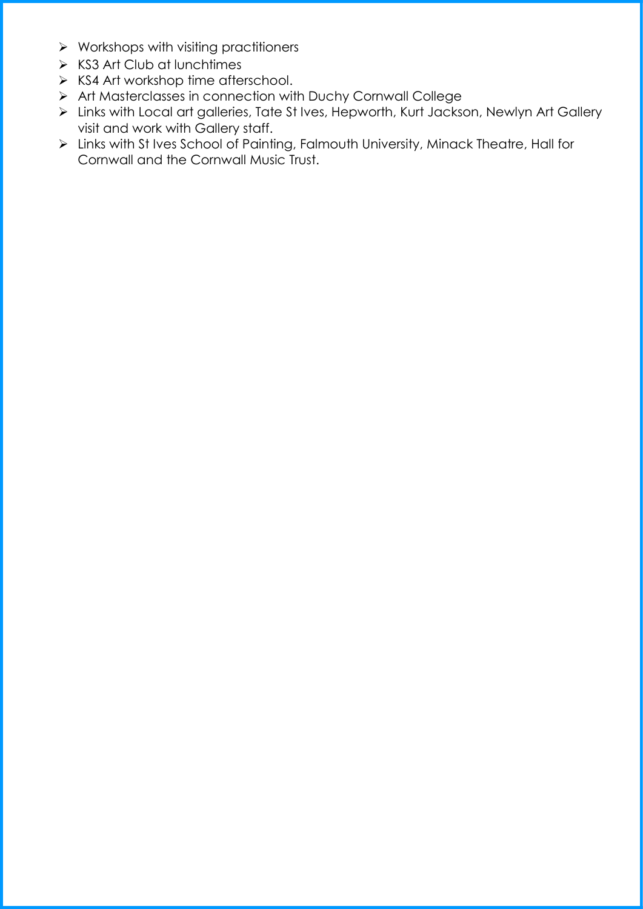- Workshops with visiting practitioners
- KS3 Art Club at lunchtimes
- KS4 Art workshop time afterschool.
- Art Masterclasses in connection with Duchy Cornwall College
- Links with Local art galleries, Tate St Ives, Hepworth, Kurt Jackson, Newlyn Art Gallery visit and work with Gallery staff.
- Links with St Ives School of Painting, Falmouth University, Minack Theatre, Hall for Cornwall and the Cornwall Music Trust.